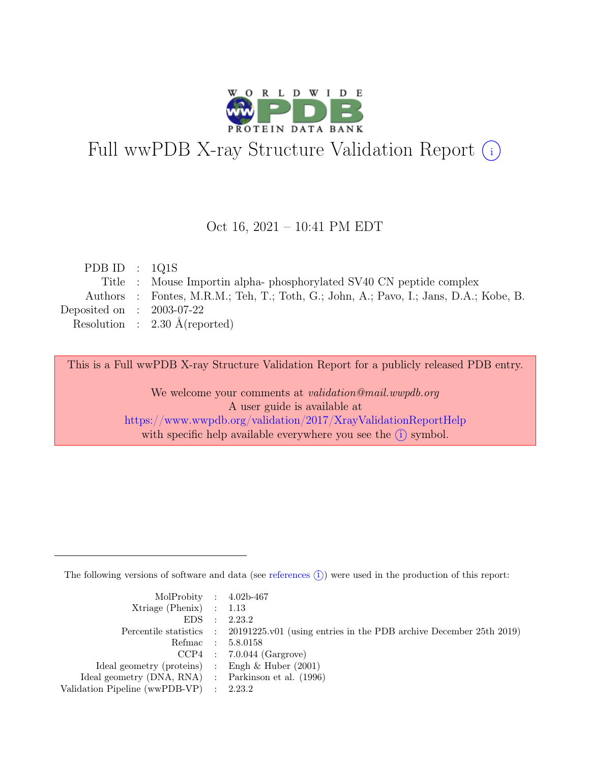# Full wwPDB X-ray Structure Validation Report (i)

Oct 16, 2021 – 10:41 PM EDT

| | | |
|---|---|---|
| PDB ID | : | 1Q1S |
| Title | : | Mouse Importin alpha- phosphorylated SV40 CN peptide complex |
| Authors | : | Fontes, M.R.M.; Teh, T.; Toth, G.; John, A.; Pavo, I.; Jans, D.A.; Kobe, B. |
| Deposited on | : | 2003-07-22 |
| Resolution | : | 2.30 Å(reported) |

This is a Full wwPDB X-ray Structure Validation Report for a publicly released PDB entry.

We welcome your comments at *validation@mail.wwpdb.org*
A user guide is available at
https://www.wwpdb.org/validation/2017/XrayValidationReportHelp
with specific help available everywhere you see the (i) symbol.

---

The following versions of software and data (see references (i)) were used in the production of this report:

| | | |
|---|---|---|
| MolProbity | : | 4.02b-467 |
| Xtriage (Phenix) | : | 1.13 |
| EDS | : | 2.23.2 |
| Percentile statistics | : | 20191225.v01 (using entries in the PDB archive December 25th 2019) |
| Refmac | : | 5.8.0158 |
| CCP4 | : | 7.0.044 (Gargrove) |
| Ideal geometry (proteins) | : | Engh & Huber (2001) |
| Ideal geometry (DNA, RNA) | : | Parkinson et al. (1996) |
| Validation Pipeline (wwPDB-VP) | : | 2.23.2 |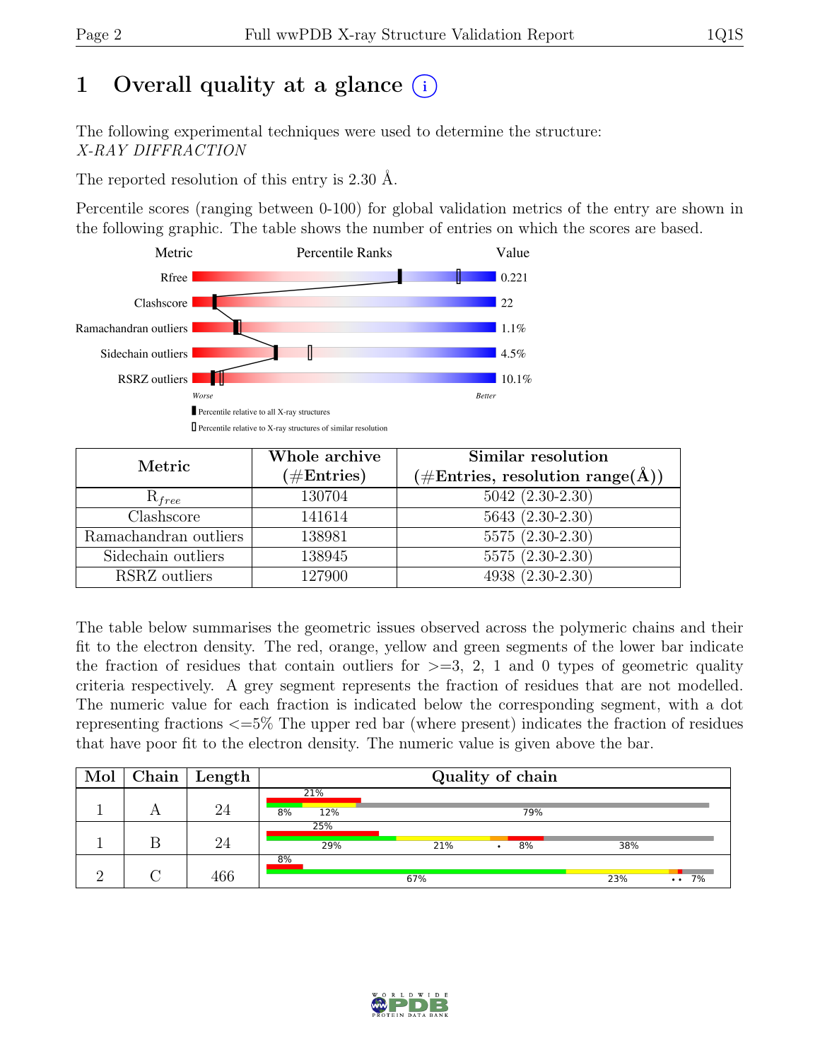# 1 Overall quality at a glance (i)

The following experimental techniques were used to determine the structure:
*X-RAY DIFFRACTION*

The reported resolution of this entry is 2.30 Å.

Percentile scores (ranging between 0-100) for global validation metrics of the entry are shown in the following graphic. The table shows the number of entries on which the scores are based.

| Metric | Value |
|---|---|
| Rfree | 0.221 |
| Clashscore | 22 |
| Ramachandran outliers | 1.1% |
| Sidechain outliers | 4.5% |
| RSRZ outliers | 10.1% |

Worse — Better

▮ Percentile relative to all X-ray structures

▯ Percentile relative to X-ray structures of similar resolution

| Metric | Whole archive (#Entries) | Similar resolution (#Entries, resolution range(Å)) |
|---|---|---|
| $R_{free}$ | 130704 | 5042 (2.30-2.30) |
| Clashscore | 141614 | 5643 (2.30-2.30) |
| Ramachandran outliers | 138981 | 5575 (2.30-2.30) |
| Sidechain outliers | 138945 | 5575 (2.30-2.30) |
| RSRZ outliers | 127900 | 4938 (2.30-2.30) |

The table below summarises the geometric issues observed across the polymeric chains and their fit to the electron density. The red, orange, yellow and green segments of the lower bar indicate the fraction of residues that contain outliers for >=3, 2, 1 and 0 types of geometric quality criteria respectively. A grey segment represents the fraction of residues that are not modelled. The numeric value for each fraction is indicated below the corresponding segment, with a dot representing fractions <=5% The upper red bar (where present) indicates the fraction of residues that have poor fit to the electron density. The numeric value is given above the bar.

| Mol | Chain | Length | Quality of chain |
|---|---|---|---|
| 1 | A | 24 | 21% / 8%, 12%, 79% |
| 1 | B | 24 | 25% / 29%, 21%, •, 8%, 38% |
| 2 | C | 466 | 8% / 67%, 23%, ••, 7% |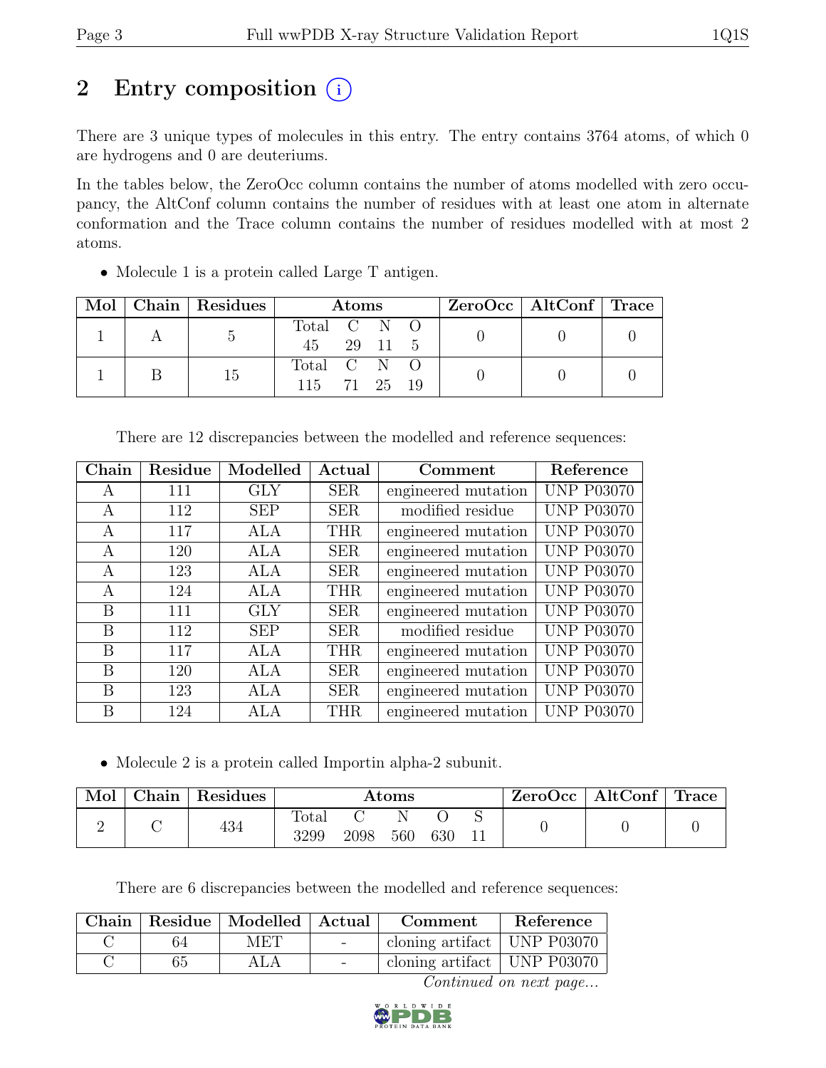# 2 Entry composition (i)

There are 3 unique types of molecules in this entry. The entry contains 3764 atoms, of which 0 are hydrogens and 0 are deuteriums.

In the tables below, the ZeroOcc column contains the number of atoms modelled with zero occupancy, the AltConf column contains the number of residues with at least one atom in alternate conformation and the Trace column contains the number of residues modelled with at most 2 atoms.

- Molecule 1 is a protein called Large T antigen.

| Mol | Chain | Residues | Atoms | | | | ZeroOcc | AltConf | Trace |
|---|---|---|---|---|---|---|---|---|---|
| | | | Total | C | N | O | | | |
| 1 | A | 5 | 45 | 29 | 11 | 5 | 0 | 0 | 0 |
| 1 | B | 15 | 115 | 71 | 25 | 19 | 0 | 0 | 0 |

There are 12 discrepancies between the modelled and reference sequences:

| Chain | Residue | Modelled | Actual | Comment | Reference |
|---|---|---|---|---|---|
| A | 111 | GLY | SER | engineered mutation | UNP P03070 |
| A | 112 | SEP | SER | modified residue | UNP P03070 |
| A | 117 | ALA | THR | engineered mutation | UNP P03070 |
| A | 120 | ALA | SER | engineered mutation | UNP P03070 |
| A | 123 | ALA | SER | engineered mutation | UNP P03070 |
| A | 124 | ALA | THR | engineered mutation | UNP P03070 |
| B | 111 | GLY | SER | engineered mutation | UNP P03070 |
| B | 112 | SEP | SER | modified residue | UNP P03070 |
| B | 117 | ALA | THR | engineered mutation | UNP P03070 |
| B | 120 | ALA | SER | engineered mutation | UNP P03070 |
| B | 123 | ALA | SER | engineered mutation | UNP P03070 |
| B | 124 | ALA | THR | engineered mutation | UNP P03070 |

- Molecule 2 is a protein called Importin alpha-2 subunit.

| Mol | Chain | Residues | Atoms | | | | | ZeroOcc | AltConf | Trace |
|---|---|---|---|---|---|---|---|---|---|---|
| | | | Total | C | N | O | S | | | |
| 2 | C | 434 | 3299 | 2098 | 560 | 630 | 11 | 0 | 0 | 0 |

There are 6 discrepancies between the modelled and reference sequences:

| Chain | Residue | Modelled | Actual | Comment | Reference |
|---|---|---|---|---|---|
| C | 64 | MET | - | cloning artifact | UNP P03070 |
| C | 65 | ALA | - | cloning artifact | UNP P03070 |

*Continued on next page...*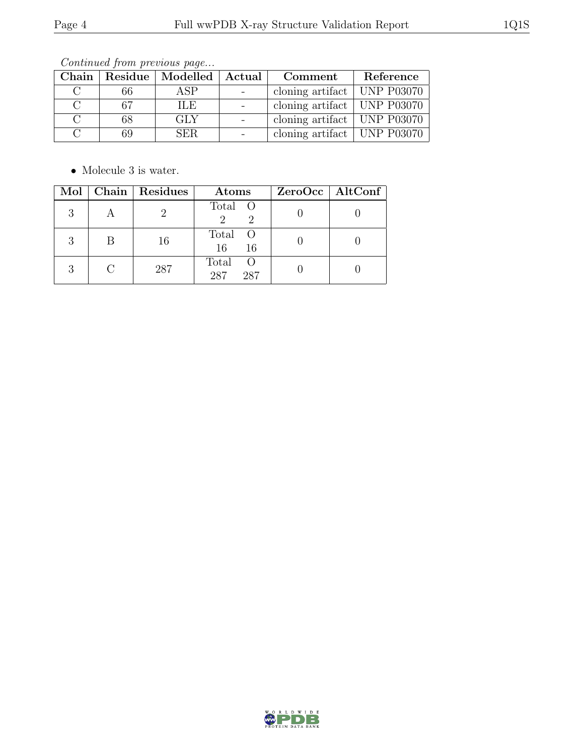*Continued from previous page...*

| Chain | Residue | Modelled | Actual | Comment | Reference |
|---|---|---|---|---|---|
| C | 66 | ASP | - | cloning artifact | UNP P03070 |
| C | 67 | ILE | - | cloning artifact | UNP P03070 |
| C | 68 | GLY | - | cloning artifact | UNP P03070 |
| C | 69 | SER | - | cloning artifact | UNP P03070 |

- Molecule 3 is water.

| Mol | Chain | Residues | Atoms | ZeroOcc | AltConf |
|---|---|---|---|---|---|
| 3 | A | 2 | Total O<br>2 2 | 0 | 0 |
| 3 | B | 16 | Total O<br>16 16 | 0 | 0 |
| 3 | C | 287 | Total O<br>287 287 | 0 | 0 |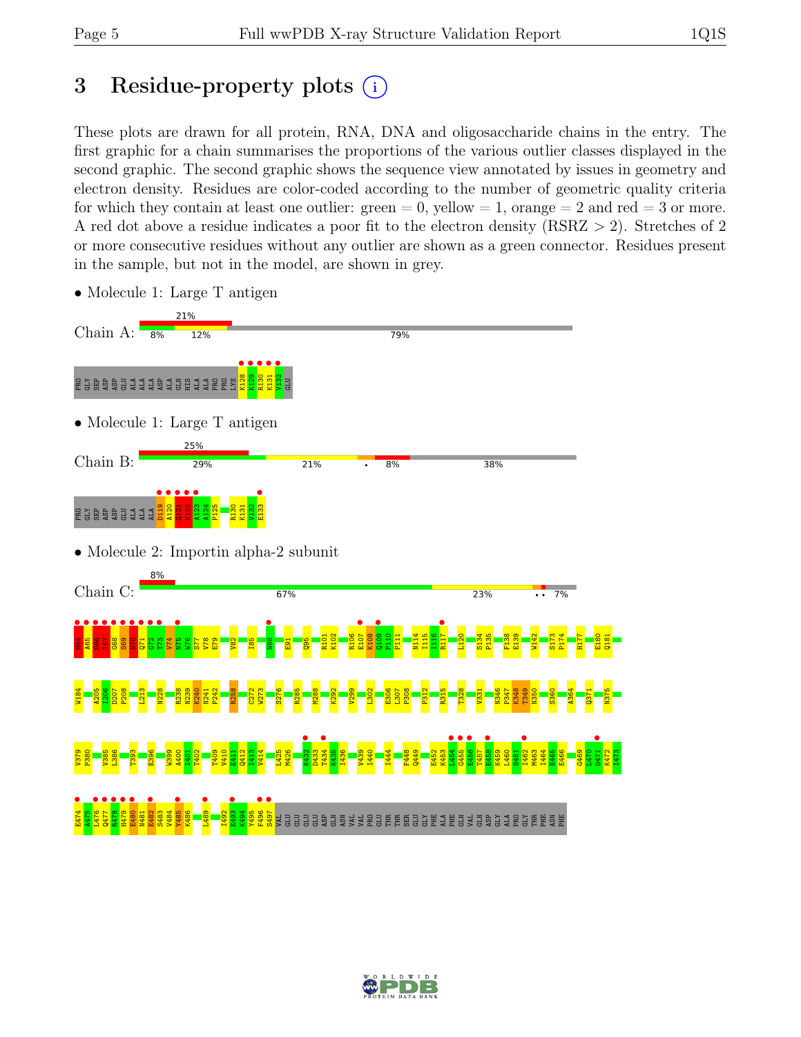# 3 Residue-property plots

These plots are drawn for all protein, RNA, DNA and oligosaccharide chains in the entry. The first graphic for a chain summarises the proportions of the various outlier classes displayed in the second graphic. The second graphic shows the sequence view annotated by issues in geometry and electron density. Residues are color-coded according to the number of geometric quality criteria for which they contain at least one outlier: green = 0, yellow = 1, orange = 2 and red = 3 or more. A red dot above a residue indicates a poor fit to the electron density (RSRZ > 2). Stretches of 2 or more consecutive residues without any outlier are shown as a green connector. Residues present in the sample, but not in the model, are shown in grey.

- Molecule 1: Large T antigen

Chain A: 21% | 8% | 12% | 79%

PRO GLY SEP ASP ASP GLU ALA ALA ALA ASP ALA GLN HIS ALA ALA PRO PRO LYS K128 K129 R130 K131 V132 GLU

- Molecule 1: Large T antigen

Chain B: 25% | 29% | 21% | • | 8% | 38%

PRO GLY SEP ASP ASP GLU ALA ALA ALA D119 A120 Q121 H122 A123 A124 P125 R130 K131 V132 E133

- Molecule 2: Importin alpha-2 subunit

Chain C: 8% | 67% | 23% | •• | 7%

M66 A67 D68 I67 G68 S69 N70 Q71 G72 T73 V74 N75 W76 S77 V78 E79 V82 I85 N88 E91 Q95 R101 K102 R106 E107 K108 Q109 P110 P111 N114 I115 I116 R117 L120 S134 P135 F138 E139 W142 S173 P174 H177 E180 Q181

W184 A205 I206 D207 P208 L213 N228 R238 N239 K240 N241 P242 R258 C272 W273 S276 R285 M288 K292 V299 L302 E306 L307 P308 P312 R315 T328 V331 N346 P347 K348 T349 N350 S360 A364 Q371 N375

V379 P380 V385 L386 T393 E396 W399 A400 I401 T402 T409 V410 E411 Q412 I413 V414 L425 M426 K432 D433 T434 K435 I436 V439 I440 I444 F448 Q449 E452 K453 L454 G455 E456 T457 E458 K459 L460 S461 I462 M463 I464 E465 E466 G469 L470 D471 K472 I473

E474 A475 L476 Q477 R478 H479 E480 N481 E482 S483 V484 Y485 K486 L489 I492 E493 K494 V495 F496 S497 VAL GLU GLU GLU ASP GLN ASN VAL VAL PRO GLU THR THR SER GLU GLY PHE ALA PHE GLN VAL GLN ASP GLY ALA PRO GLY THR PHE ASN PHE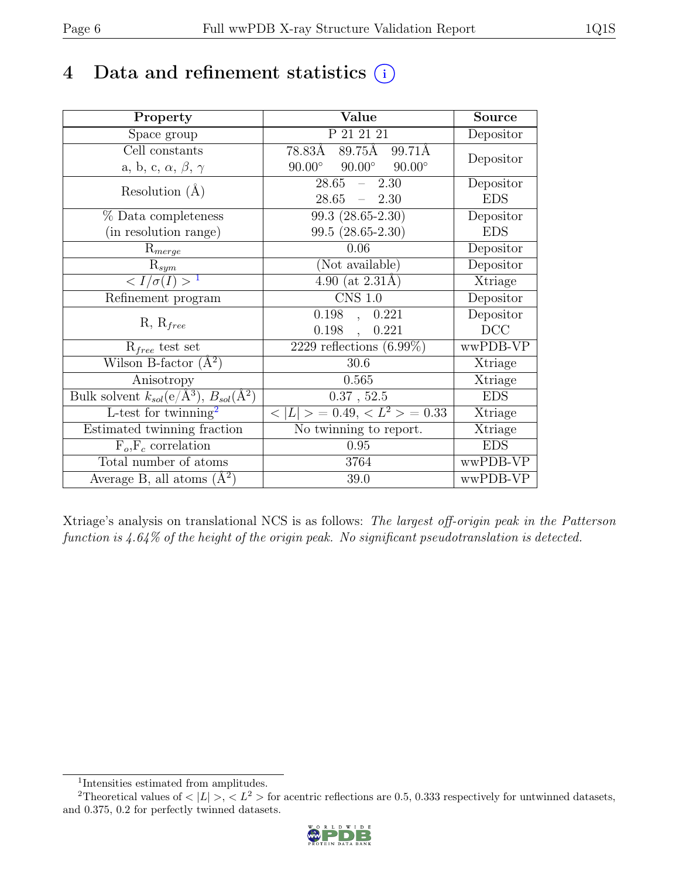# 4 Data and refinement statistics (i)

| Property | Value | Source |
|---|---|---|
| Space group | P 21 21 21 | Depositor |
| Cell constants<br>a, b, c, $\alpha$, $\beta$, $\gamma$ | 78.83Å 89.75Å 99.71Å<br>90.00° 90.00° 90.00° | Depositor |
| Resolution (Å) | 28.65 – 2.30<br>28.65 – 2.30 | Depositor<br>EDS |
| % Data completeness<br>(in resolution range) | 99.3 (28.65-2.30)<br>99.5 (28.65-2.30) | Depositor<br>EDS |
| $R_{merge}$ | 0.06 | Depositor |
| $R_{sym}$ | (Not available) | Depositor |
| $< I/\sigma(I) >$ [1] | 4.90 (at 2.31Å) | Xtriage |
| Refinement program | CNS 1.0 | Depositor |
| R, $R_{free}$ | 0.198 , 0.221<br>0.198 , 0.221 | Depositor<br>DCC |
| $R_{free}$ test set | 2229 reflections (6.99%) | wwPDB-VP |
| Wilson B-factor (Å$^2$) | 30.6 | Xtriage |
| Anisotropy | 0.565 | Xtriage |
| Bulk solvent $k_{sol}$(e/Å$^3$), $B_{sol}$(Å$^2$) | 0.37 , 52.5 | EDS |
| L-test for twinning[2] | $< \vert L \vert > = 0.49$, $< L^2 > = 0.33$ | Xtriage |
| Estimated twinning fraction | No twinning to report. | Xtriage |
| $F_o$,$F_c$ correlation | 0.95 | EDS |
| Total number of atoms | 3764 | wwPDB-VP |
| Average B, all atoms (Å$^2$) | 39.0 | wwPDB-VP |

Xtriage's analysis on translational NCS is as follows: *The largest off-origin peak in the Patterson function is 4.64% of the height of the origin peak. No significant pseudotranslation is detected.*

[1] Intensities estimated from amplitudes.

[2] Theoretical values of $< |L| >$, $< L^2 >$ for acentric reflections are 0.5, 0.333 respectively for untwinned datasets, and 0.375, 0.2 for perfectly twinned datasets.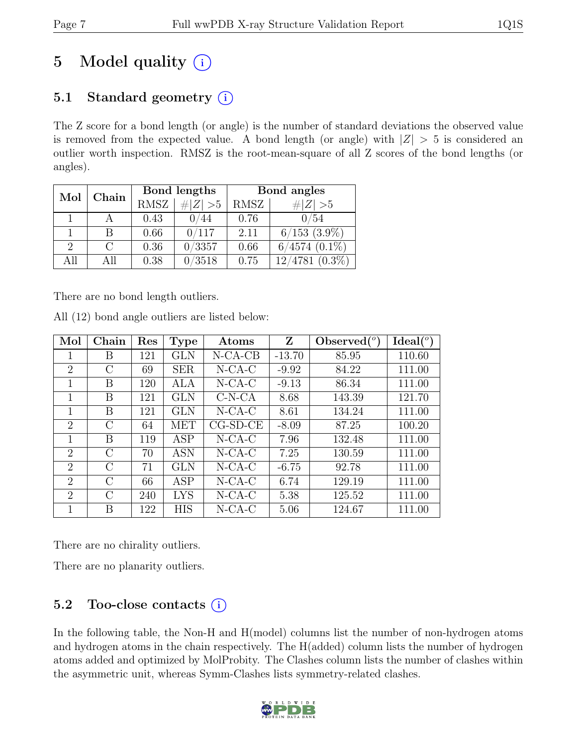# 5 Model quality (i)

## 5.1 Standard geometry (i)

The Z score for a bond length (or angle) is the number of standard deviations the observed value is removed from the expected value. A bond length (or angle) with $|Z| > 5$ is considered an outlier worth inspection. RMSZ is the root-mean-square of all Z scores of the bond lengths (or angles).

| Mol | Chain | Bond lengths | | Bond angles | |
|---|---|---|---|---|---|
| | | RMSZ | $\#\|Z\| > 5$ | RMSZ | $\#\|Z\| > 5$ |
| 1 | A | 0.43 | 0/44 | 0.76 | 0/54 |
| 1 | B | 0.66 | 0/117 | 2.11 | 6/153 (3.9%) |
| 2 | C | 0.36 | 0/3357 | 0.66 | 6/4574 (0.1%) |
| All | All | 0.38 | 0/3518 | 0.75 | 12/4781 (0.3%) |

There are no bond length outliers.

All (12) bond angle outliers are listed below:

| Mol | Chain | Res | Type | Atoms | Z | Observed(°) | Ideal(°) |
|---|---|---|---|---|---|---|---|
| 1 | B | 121 | GLN | N-CA-CB | -13.70 | 85.95 | 110.60 |
| 2 | C | 69 | SER | N-CA-C | -9.92 | 84.22 | 111.00 |
| 1 | B | 120 | ALA | N-CA-C | -9.13 | 86.34 | 111.00 |
| 1 | B | 121 | GLN | C-N-CA | 8.68 | 143.39 | 121.70 |
| 1 | B | 121 | GLN | N-CA-C | 8.61 | 134.24 | 111.00 |
| 2 | C | 64 | MET | CG-SD-CE | -8.09 | 87.25 | 100.20 |
| 1 | B | 119 | ASP | N-CA-C | 7.96 | 132.48 | 111.00 |
| 2 | C | 70 | ASN | N-CA-C | 7.25 | 130.59 | 111.00 |
| 2 | C | 71 | GLN | N-CA-C | -6.75 | 92.78 | 111.00 |
| 2 | C | 66 | ASP | N-CA-C | 6.74 | 129.19 | 111.00 |
| 2 | C | 240 | LYS | N-CA-C | 5.38 | 125.52 | 111.00 |
| 1 | B | 122 | HIS | N-CA-C | 5.06 | 124.67 | 111.00 |

There are no chirality outliers.

There are no planarity outliers.

## 5.2 Too-close contacts (i)

In the following table, the Non-H and H(model) columns list the number of non-hydrogen atoms and hydrogen atoms in the chain respectively. The H(added) column lists the number of hydrogen atoms added and optimized by MolProbity. The Clashes column lists the number of clashes within the asymmetric unit, whereas Symm-Clashes lists symmetry-related clashes.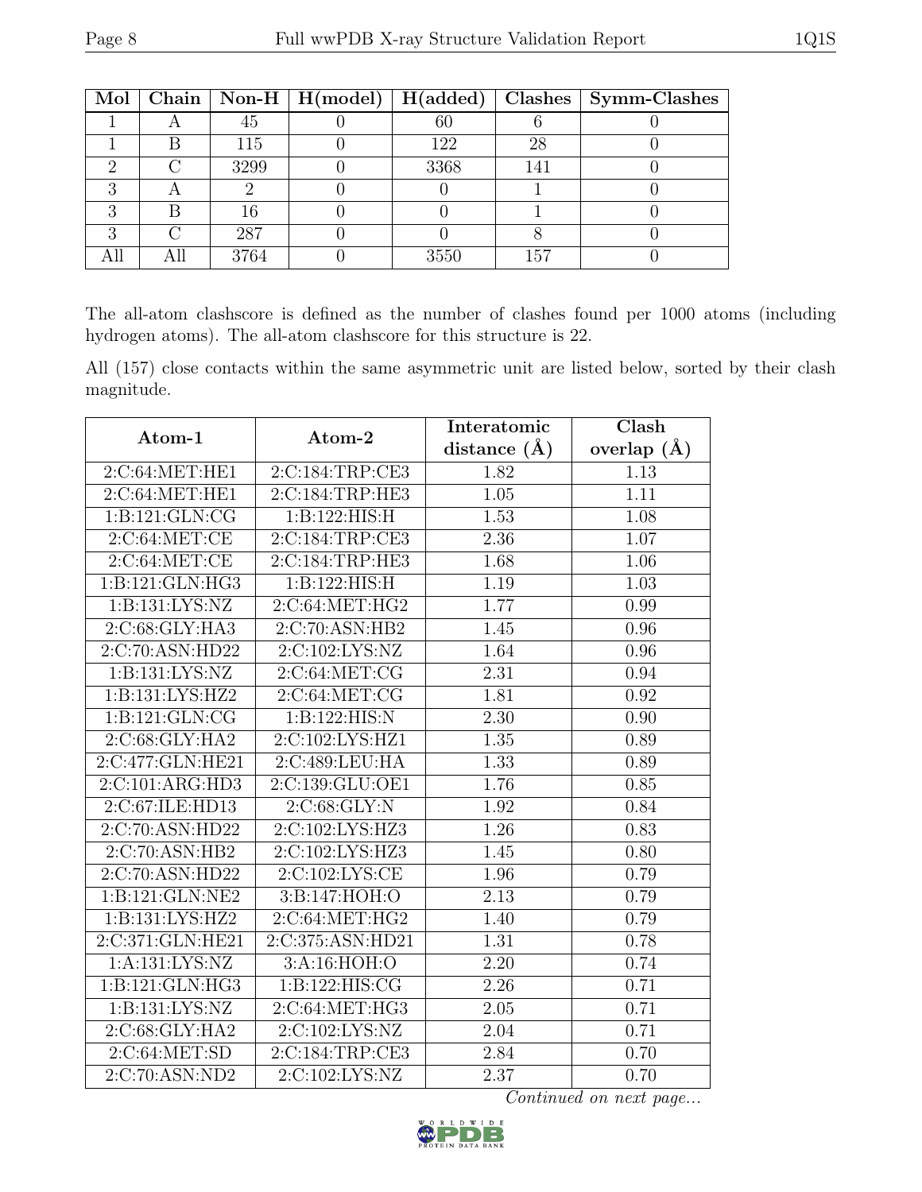| Mol | Chain | Non-H | H(model) | H(added) | Clashes | Symm-Clashes |
|---|---|---|---|---|---|---|
| 1 | A | 45 | 0 | 60 | 6 | 0 |
| 1 | B | 115 | 0 | 122 | 28 | 0 |
| 2 | C | 3299 | 0 | 3368 | 141 | 0 |
| 3 | A | 2 | 0 | 0 | 1 | 0 |
| 3 | B | 16 | 0 | 0 | 1 | 0 |
| 3 | C | 287 | 0 | 0 | 8 | 0 |
| All | All | 3764 | 0 | 3550 | 157 | 0 |

The all-atom clashscore is defined as the number of clashes found per 1000 atoms (including hydrogen atoms). The all-atom clashscore for this structure is 22.

All (157) close contacts within the same asymmetric unit are listed below, sorted by their clash magnitude.

| Atom-1 | Atom-2 | Interatomic distance (Å) | Clash overlap (Å) |
|---|---|---|---|
| 2:C:64:MET:HE1 | 2:C:184:TRP:CE3 | 1.82 | 1.13 |
| 2:C:64:MET:HE1 | 2:C:184:TRP:HE3 | 1.05 | 1.11 |
| 1:B:121:GLN:CG | 1:B:122:HIS:H | 1.53 | 1.08 |
| 2:C:64:MET:CE | 2:C:184:TRP:CE3 | 2.36 | 1.07 |
| 2:C:64:MET:CE | 2:C:184:TRP:HE3 | 1.68 | 1.06 |
| 1:B:121:GLN:HG3 | 1:B:122:HIS:H | 1.19 | 1.03 |
| 1:B:131:LYS:NZ | 2:C:64:MET:HG2 | 1.77 | 0.99 |
| 2:C:68:GLY:HA3 | 2:C:70:ASN:HB2 | 1.45 | 0.96 |
| 2:C:70:ASN:HD22 | 2:C:102:LYS:NZ | 1.64 | 0.96 |
| 1:B:131:LYS:NZ | 2:C:64:MET:CG | 2.31 | 0.94 |
| 1:B:131:LYS:HZ2 | 2:C:64:MET:CG | 1.81 | 0.92 |
| 1:B:121:GLN:CG | 1:B:122:HIS:N | 2.30 | 0.90 |
| 2:C:68:GLY:HA2 | 2:C:102:LYS:HZ1 | 1.35 | 0.89 |
| 2:C:477:GLN:HE21 | 2:C:489:LEU:HA | 1.33 | 0.89 |
| 2:C:101:ARG:HD3 | 2:C:139:GLU:OE1 | 1.76 | 0.85 |
| 2:C:67:ILE:HD13 | 2:C:68:GLY:N | 1.92 | 0.84 |
| 2:C:70:ASN:HD22 | 2:C:102:LYS:HZ3 | 1.26 | 0.83 |
| 2:C:70:ASN:HB2 | 2:C:102:LYS:HZ3 | 1.45 | 0.80 |
| 2:C:70:ASN:HD22 | 2:C:102:LYS:CE | 1.96 | 0.79 |
| 1:B:121:GLN:NE2 | 3:B:147:HOH:O | 2.13 | 0.79 |
| 1:B:131:LYS:HZ2 | 2:C:64:MET:HG2 | 1.40 | 0.79 |
| 2:C:371:GLN:HE21 | 2:C:375:ASN:HD21 | 1.31 | 0.78 |
| 1:A:131:LYS:NZ | 3:A:16:HOH:O | 2.20 | 0.74 |
| 1:B:121:GLN:HG3 | 1:B:122:HIS:CG | 2.26 | 0.71 |
| 1:B:131:LYS:NZ | 2:C:64:MET:HG3 | 2.05 | 0.71 |
| 2:C:68:GLY:HA2 | 2:C:102:LYS:NZ | 2.04 | 0.71 |
| 2:C:64:MET:SD | 2:C:184:TRP:CE3 | 2.84 | 0.70 |
| 2:C:70:ASN:ND2 | 2:C:102:LYS:NZ | 2.37 | 0.70 |

*Continued on next page...*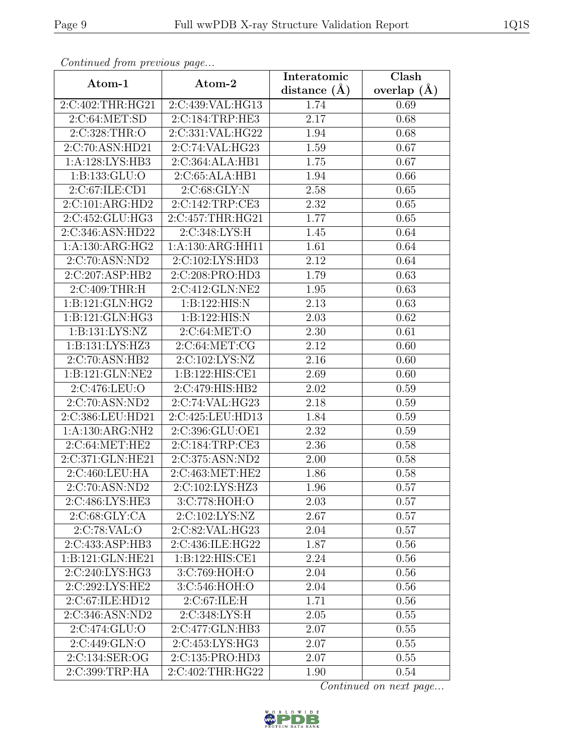*Continued from previous page...*

| Atom-1 | Atom-2 | Interatomic distance (Å) | Clash overlap (Å) |
|---|---|---|---|
| 2:C:402:THR:HG21 | 2:C:439:VAL:HG13 | 1.74 | 0.69 |
| 2:C:64:MET:SD | 2:C:184:TRP:HE3 | 2.17 | 0.68 |
| 2:C:328:THR:O | 2:C:331:VAL:HG22 | 1.94 | 0.68 |
| 2:C:70:ASN:HD21 | 2:C:74:VAL:HG23 | 1.59 | 0.67 |
| 1:A:128:LYS:HB3 | 2:C:364:ALA:HB1 | 1.75 | 0.67 |
| 1:B:133:GLU:O | 2:C:65:ALA:HB1 | 1.94 | 0.66 |
| 2:C:67:ILE:CD1 | 2:C:68:GLY:N | 2.58 | 0.65 |
| 2:C:101:ARG:HD2 | 2:C:142:TRP:CE3 | 2.32 | 0.65 |
| 2:C:452:GLU:HG3 | 2:C:457:THR:HG21 | 1.77 | 0.65 |
| 2:C:346:ASN:HD22 | 2:C:348:LYS:H | 1.45 | 0.64 |
| 1:A:130:ARG:HG2 | 1:A:130:ARG:HH11 | 1.61 | 0.64 |
| 2:C:70:ASN:ND2 | 2:C:102:LYS:HD3 | 2.12 | 0.64 |
| 2:C:207:ASP:HB2 | 2:C:208:PRO:HD3 | 1.79 | 0.63 |
| 2:C:409:THR:H | 2:C:412:GLN:NE2 | 1.95 | 0.63 |
| 1:B:121:GLN:HG2 | 1:B:122:HIS:N | 2.13 | 0.63 |
| 1:B:121:GLN:HG3 | 1:B:122:HIS:N | 2.03 | 0.62 |
| 1:B:131:LYS:NZ | 2:C:64:MET:O | 2.30 | 0.61 |
| 1:B:131:LYS:HZ3 | 2:C:64:MET:CG | 2.12 | 0.60 |
| 2:C:70:ASN:HB2 | 2:C:102:LYS:NZ | 2.16 | 0.60 |
| 1:B:121:GLN:NE2 | 1:B:122:HIS:CE1 | 2.69 | 0.60 |
| 2:C:476:LEU:O | 2:C:479:HIS:HB2 | 2.02 | 0.59 |
| 2:C:70:ASN:ND2 | 2:C:74:VAL:HG23 | 2.18 | 0.59 |
| 2:C:386:LEU:HD21 | 2:C:425:LEU:HD13 | 1.84 | 0.59 |
| 1:A:130:ARG:NH2 | 2:C:396:GLU:OE1 | 2.32 | 0.59 |
| 2:C:64:MET:HE2 | 2:C:184:TRP:CE3 | 2.36 | 0.58 |
| 2:C:371:GLN:HE21 | 2:C:375:ASN:ND2 | 2.00 | 0.58 |
| 2:C:460:LEU:HA | 2:C:463:MET:HE2 | 1.86 | 0.58 |
| 2:C:70:ASN:ND2 | 2:C:102:LYS:HZ3 | 1.96 | 0.57 |
| 2:C:486:LYS:HE3 | 3:C:778:HOH:O | 2.03 | 0.57 |
| 2:C:68:GLY:CA | 2:C:102:LYS:NZ | 2.67 | 0.57 |
| 2:C:78:VAL:O | 2:C:82:VAL:HG23 | 2.04 | 0.57 |
| 2:C:433:ASP:HB3 | 2:C:436:ILE:HG22 | 1.87 | 0.56 |
| 1:B:121:GLN:HE21 | 1:B:122:HIS:CE1 | 2.24 | 0.56 |
| 2:C:240:LYS:HG3 | 3:C:769:HOH:O | 2.04 | 0.56 |
| 2:C:292:LYS:HE2 | 3:C:546:HOH:O | 2.04 | 0.56 |
| 2:C:67:ILE:HD12 | 2:C:67:ILE:H | 1.71 | 0.56 |
| 2:C:346:ASN:ND2 | 2:C:348:LYS:H | 2.05 | 0.55 |
| 2:C:474:GLU:O | 2:C:477:GLN:HB3 | 2.07 | 0.55 |
| 2:C:449:GLN:O | 2:C:453:LYS:HG3 | 2.07 | 0.55 |
| 2:C:134:SER:OG | 2:C:135:PRO:HD3 | 2.07 | 0.55 |
| 2:C:399:TRP:HA | 2:C:402:THR:HG22 | 1.90 | 0.54 |

*Continued on next page...*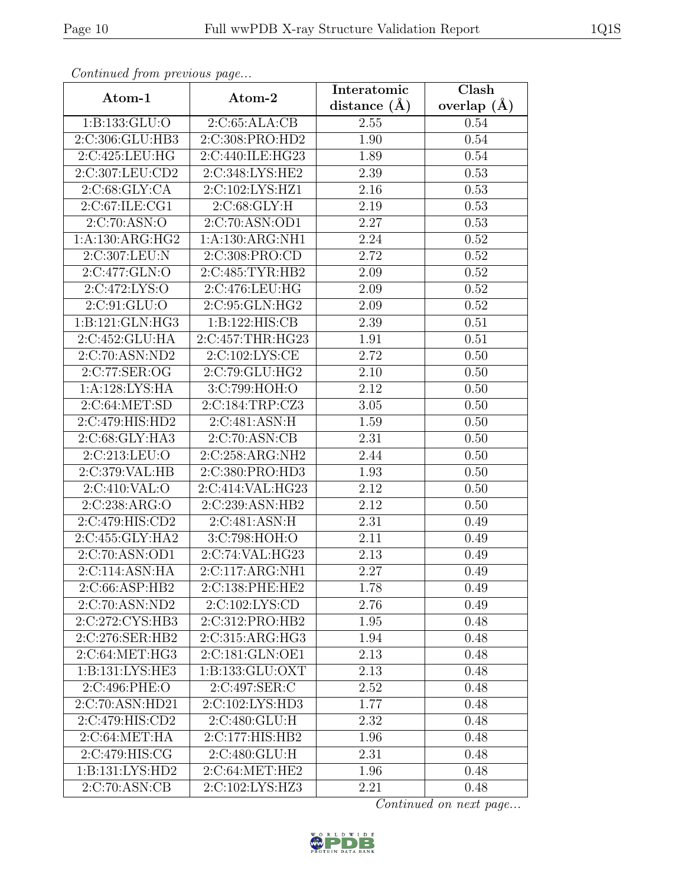*Continued from previous page...*

| Atom-1 | Atom-2 | Interatomic distance (Å) | Clash overlap (Å) |
|---|---|---|---|
| 1:B:133:GLU:O | 2:C:65:ALA:CB | 2.55 | 0.54 |
| 2:C:306:GLU:HB3 | 2:C:308:PRO:HD2 | 1.90 | 0.54 |
| 2:C:425:LEU:HG | 2:C:440:ILE:HG23 | 1.89 | 0.54 |
| 2:C:307:LEU:CD2 | 2:C:348:LYS:HE2 | 2.39 | 0.53 |
| 2:C:68:GLY:CA | 2:C:102:LYS:HZ1 | 2.16 | 0.53 |
| 2:C:67:ILE:CG1 | 2:C:68:GLY:H | 2.19 | 0.53 |
| 2:C:70:ASN:O | 2:C:70:ASN:OD1 | 2.27 | 0.53 |
| 1:A:130:ARG:HG2 | 1:A:130:ARG:NH1 | 2.24 | 0.52 |
| 2:C:307:LEU:N | 2:C:308:PRO:CD | 2.72 | 0.52 |
| 2:C:477:GLN:O | 2:C:485:TYR:HB2 | 2.09 | 0.52 |
| 2:C:472:LYS:O | 2:C:476:LEU:HG | 2.09 | 0.52 |
| 2:C:91:GLU:O | 2:C:95:GLN:HG2 | 2.09 | 0.52 |
| 1:B:121:GLN:HG3 | 1:B:122:HIS:CB | 2.39 | 0.51 |
| 2:C:452:GLU:HA | 2:C:457:THR:HG23 | 1.91 | 0.51 |
| 2:C:70:ASN:ND2 | 2:C:102:LYS:CE | 2.72 | 0.50 |
| 2:C:77:SER:OG | 2:C:79:GLU:HG2 | 2.10 | 0.50 |
| 1:A:128:LYS:HA | 3:C:799:HOH:O | 2.12 | 0.50 |
| 2:C:64:MET:SD | 2:C:184:TRP:CZ3 | 3.05 | 0.50 |
| 2:C:479:HIS:HD2 | 2:C:481:ASN:H | 1.59 | 0.50 |
| 2:C:68:GLY:HA3 | 2:C:70:ASN:CB | 2.31 | 0.50 |
| 2:C:213:LEU:O | 2:C:258:ARG:NH2 | 2.44 | 0.50 |
| 2:C:379:VAL:HB | 2:C:380:PRO:HD3 | 1.93 | 0.50 |
| 2:C:410:VAL:O | 2:C:414:VAL:HG23 | 2.12 | 0.50 |
| 2:C:238:ARG:O | 2:C:239:ASN:HB2 | 2.12 | 0.50 |
| 2:C:479:HIS:CD2 | 2:C:481:ASN:H | 2.31 | 0.49 |
| 2:C:455:GLY:HA2 | 3:C:798:HOH:O | 2.11 | 0.49 |
| 2:C:70:ASN:OD1 | 2:C:74:VAL:HG23 | 2.13 | 0.49 |
| 2:C:114:ASN:HA | 2:C:117:ARG:NH1 | 2.27 | 0.49 |
| 2:C:66:ASP:HB2 | 2:C:138:PHE:HE2 | 1.78 | 0.49 |
| 2:C:70:ASN:ND2 | 2:C:102:LYS:CD | 2.76 | 0.49 |
| 2:C:272:CYS:HB3 | 2:C:312:PRO:HB2 | 1.95 | 0.48 |
| 2:C:276:SER:HB2 | 2:C:315:ARG:HG3 | 1.94 | 0.48 |
| 2:C:64:MET:HG3 | 2:C:181:GLN:OE1 | 2.13 | 0.48 |
| 1:B:131:LYS:HE3 | 1:B:133:GLU:OXT | 2.13 | 0.48 |
| 2:C:496:PHE:O | 2:C:497:SER:C | 2.52 | 0.48 |
| 2:C:70:ASN:HD21 | 2:C:102:LYS:HD3 | 1.77 | 0.48 |
| 2:C:479:HIS:CD2 | 2:C:480:GLU:H | 2.32 | 0.48 |
| 2:C:64:MET:HA | 2:C:177:HIS:HB2 | 1.96 | 0.48 |
| 2:C:479:HIS:CG | 2:C:480:GLU:H | 2.31 | 0.48 |
| 1:B:131:LYS:HD2 | 2:C:64:MET:HE2 | 1.96 | 0.48 |
| 2:C:70:ASN:CB | 2:C:102:LYS:HZ3 | 2.21 | 0.48 |

*Continued on next page...*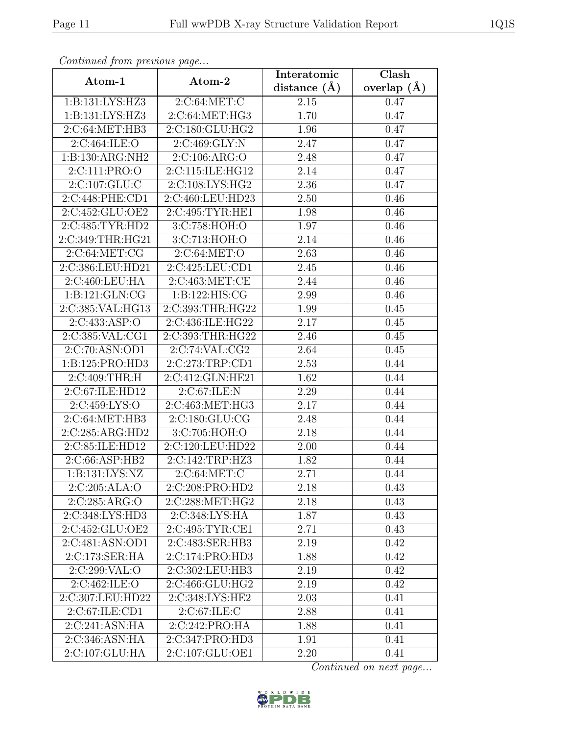*Continued from previous page...*

| Atom-1 | Atom-2 | Interatomic distance (Å) | Clash overlap (Å) |
|---|---|---|---|
| 1:B:131:LYS:HZ3 | 2:C:64:MET:C | 2.15 | 0.47 |
| 1:B:131:LYS:HZ3 | 2:C:64:MET:HG3 | 1.70 | 0.47 |
| 2:C:64:MET:HB3 | 2:C:180:GLU:HG2 | 1.96 | 0.47 |
| 2:C:464:ILE:O | 2:C:469:GLY:N | 2.47 | 0.47 |
| 1:B:130:ARG:NH2 | 2:C:106:ARG:O | 2.48 | 0.47 |
| 2:C:111:PRO:O | 2:C:115:ILE:HG12 | 2.14 | 0.47 |
| 2:C:107:GLU:C | 2:C:108:LYS:HG2 | 2.36 | 0.47 |
| 2:C:448:PHE:CD1 | 2:C:460:LEU:HD23 | 2.50 | 0.46 |
| 2:C:452:GLU:OE2 | 2:C:495:TYR:HE1 | 1.98 | 0.46 |
| 2:C:485:TYR:HD2 | 3:C:758:HOH:O | 1.97 | 0.46 |
| 2:C:349:THR:HG21 | 3:C:713:HOH:O | 2.14 | 0.46 |
| 2:C:64:MET:CG | 2:C:64:MET:O | 2.63 | 0.46 |
| 2:C:386:LEU:HD21 | 2:C:425:LEU:CD1 | 2.45 | 0.46 |
| 2:C:460:LEU:HA | 2:C:463:MET:CE | 2.44 | 0.46 |
| 1:B:121:GLN:CG | 1:B:122:HIS:CG | 2.99 | 0.46 |
| 2:C:385:VAL:HG13 | 2:C:393:THR:HG22 | 1.99 | 0.45 |
| 2:C:433:ASP:O | 2:C:436:ILE:HG22 | 2.17 | 0.45 |
| 2:C:385:VAL:CG1 | 2:C:393:THR:HG22 | 2.46 | 0.45 |
| 2:C:70:ASN:OD1 | 2:C:74:VAL:CG2 | 2.64 | 0.45 |
| 1:B:125:PRO:HD3 | 2:C:273:TRP:CD1 | 2.53 | 0.44 |
| 2:C:409:THR:H | 2:C:412:GLN:HE21 | 1.62 | 0.44 |
| 2:C:67:ILE:HD12 | 2:C:67:ILE:N | 2.29 | 0.44 |
| 2:C:459:LYS:O | 2:C:463:MET:HG3 | 2.17 | 0.44 |
| 2:C:64:MET:HB3 | 2:C:180:GLU:CG | 2.48 | 0.44 |
| 2:C:285:ARG:HD2 | 3:C:705:HOH:O | 2.18 | 0.44 |
| 2:C:85:ILE:HD12 | 2:C:120:LEU:HD22 | 2.00 | 0.44 |
| 2:C:66:ASP:HB2 | 2:C:142:TRP:HZ3 | 1.82 | 0.44 |
| 1:B:131:LYS:NZ | 2:C:64:MET:C | 2.71 | 0.44 |
| 2:C:205:ALA:O | 2:C:208:PRO:HD2 | 2.18 | 0.43 |
| 2:C:285:ARG:O | 2:C:288:MET:HG2 | 2.18 | 0.43 |
| 2:C:348:LYS:HD3 | 2:C:348:LYS:HA | 1.87 | 0.43 |
| 2:C:452:GLU:OE2 | 2:C:495:TYR:CE1 | 2.71 | 0.43 |
| 2:C:481:ASN:OD1 | 2:C:483:SER:HB3 | 2.19 | 0.42 |
| 2:C:173:SER:HA | 2:C:174:PRO:HD3 | 1.88 | 0.42 |
| 2:C:299:VAL:O | 2:C:302:LEU:HB3 | 2.19 | 0.42 |
| 2:C:462:ILE:O | 2:C:466:GLU:HG2 | 2.19 | 0.42 |
| 2:C:307:LEU:HD22 | 2:C:348:LYS:HE2 | 2.03 | 0.41 |
| 2:C:67:ILE:CD1 | 2:C:67:ILE:C | 2.88 | 0.41 |
| 2:C:241:ASN:HA | 2:C:242:PRO:HA | 1.88 | 0.41 |
| 2:C:346:ASN:HA | 2:C:347:PRO:HD3 | 1.91 | 0.41 |
| 2:C:107:GLU:HA | 2:C:107:GLU:OE1 | 2.20 | 0.41 |

*Continued on next page...*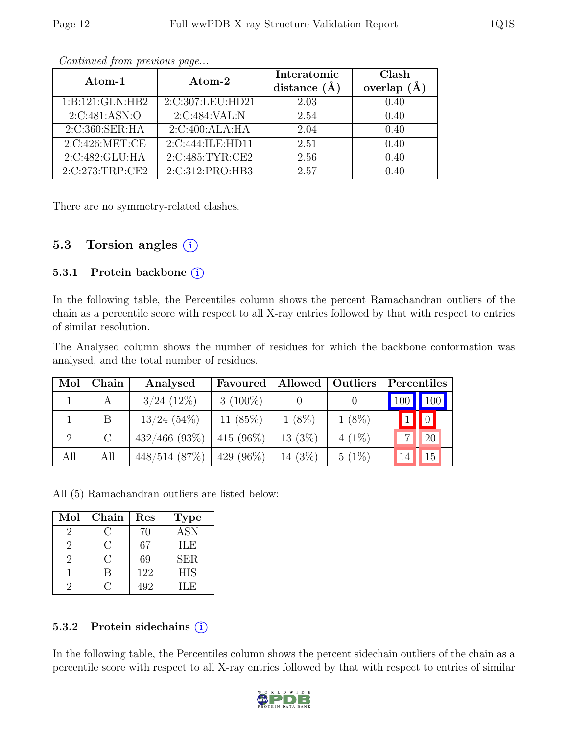*Continued from previous page...*

| Atom-1 | Atom-2 | Interatomic distance (Å) | Clash overlap (Å) |
|---|---|---|---|
| 1:B:121:GLN:HB2 | 2:C:307:LEU:HD21 | 2.03 | 0.40 |
| 2:C:481:ASN:O | 2:C:484:VAL:N | 2.54 | 0.40 |
| 2:C:360:SER:HA | 2:C:400:ALA:HA | 2.04 | 0.40 |
| 2:C:426:MET:CE | 2:C:444:ILE:HD11 | 2.51 | 0.40 |
| 2:C:482:GLU:HA | 2:C:485:TYR:CE2 | 2.56 | 0.40 |
| 2:C:273:TRP:CE2 | 2:C:312:PRO:HB3 | 2.57 | 0.40 |

There are no symmetry-related clashes.

## 5.3 Torsion angles (i)

### 5.3.1 Protein backbone (i)

In the following table, the Percentiles column shows the percent Ramachandran outliers of the chain as a percentile score with respect to all X-ray entries followed by that with respect to entries of similar resolution.

The Analysed column shows the number of residues for which the backbone conformation was analysed, and the total number of residues.

| Mol | Chain | Analysed | Favoured | Allowed | Outliers | Percentiles | |
|---|---|---|---|---|---|---|---|
| 1 | A | 3/24 (12%) | 3 (100%) | 0 | 0 | 100 | 100 |
| 1 | B | 13/24 (54%) | 11 (85%) | 1 (8%) | 1 (8%) | 1 | 0 |
| 2 | C | 432/466 (93%) | 415 (96%) | 13 (3%) | 4 (1%) | 17 | 20 |
| All | All | 448/514 (87%) | 429 (96%) | 14 (3%) | 5 (1%) | 14 | 15 |

All (5) Ramachandran outliers are listed below:

| Mol | Chain | Res | Type |
|---|---|---|---|
| 2 | C | 70 | ASN |
| 2 | C | 67 | ILE |
| 2 | C | 69 | SER |
| 1 | B | 122 | HIS |
| 2 | C | 492 | ILE |

### 5.3.2 Protein sidechains (i)

In the following table, the Percentiles column shows the percent sidechain outliers of the chain as a percentile score with respect to all X-ray entries followed by that with respect to entries of similar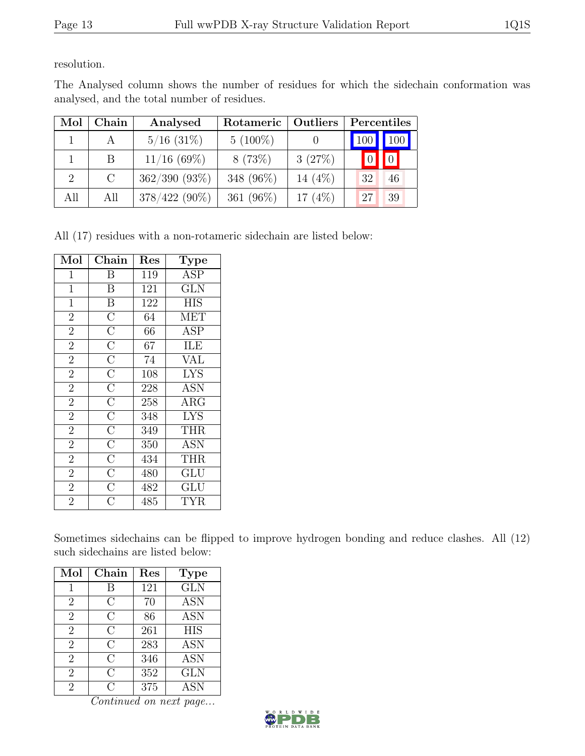resolution.

The Analysed column shows the number of residues for which the sidechain conformation was analysed, and the total number of residues.

| Mol | Chain | Analysed | Rotameric | Outliers | Percentiles | |
|---|---|---|---|---|---|---|
| 1 | A | 5/16 (31%) | 5 (100%) | 0 | 100 | 100 |
| 1 | B | 11/16 (69%) | 8 (73%) | 3 (27%) | 0 | 0 |
| 2 | C | 362/390 (93%) | 348 (96%) | 14 (4%) | 32 | 46 |
| All | All | 378/422 (90%) | 361 (96%) | 17 (4%) | 27 | 39 |

All (17) residues with a non-rotameric sidechain are listed below:

| Mol | Chain | Res | Type |
|---|---|---|---|
| 1 | B | 119 | ASP |
| 1 | B | 121 | GLN |
| 1 | B | 122 | HIS |
| 2 | C | 64 | MET |
| 2 | C | 66 | ASP |
| 2 | C | 67 | ILE |
| 2 | C | 74 | VAL |
| 2 | C | 108 | LYS |
| 2 | C | 228 | ASN |
| 2 | C | 258 | ARG |
| 2 | C | 348 | LYS |
| 2 | C | 349 | THR |
| 2 | C | 350 | ASN |
| 2 | C | 434 | THR |
| 2 | C | 480 | GLU |
| 2 | C | 482 | GLU |
| 2 | C | 485 | TYR |

Sometimes sidechains can be flipped to improve hydrogen bonding and reduce clashes. All (12) such sidechains are listed below:

| Mol | Chain | Res | Type |
|---|---|---|---|
| 1 | B | 121 | GLN |
| 2 | C | 70 | ASN |
| 2 | C | 86 | ASN |
| 2 | C | 261 | HIS |
| 2 | C | 283 | ASN |
| 2 | C | 346 | ASN |
| 2 | C | 352 | GLN |
| 2 | C | 375 | ASN |

*Continued on next page...*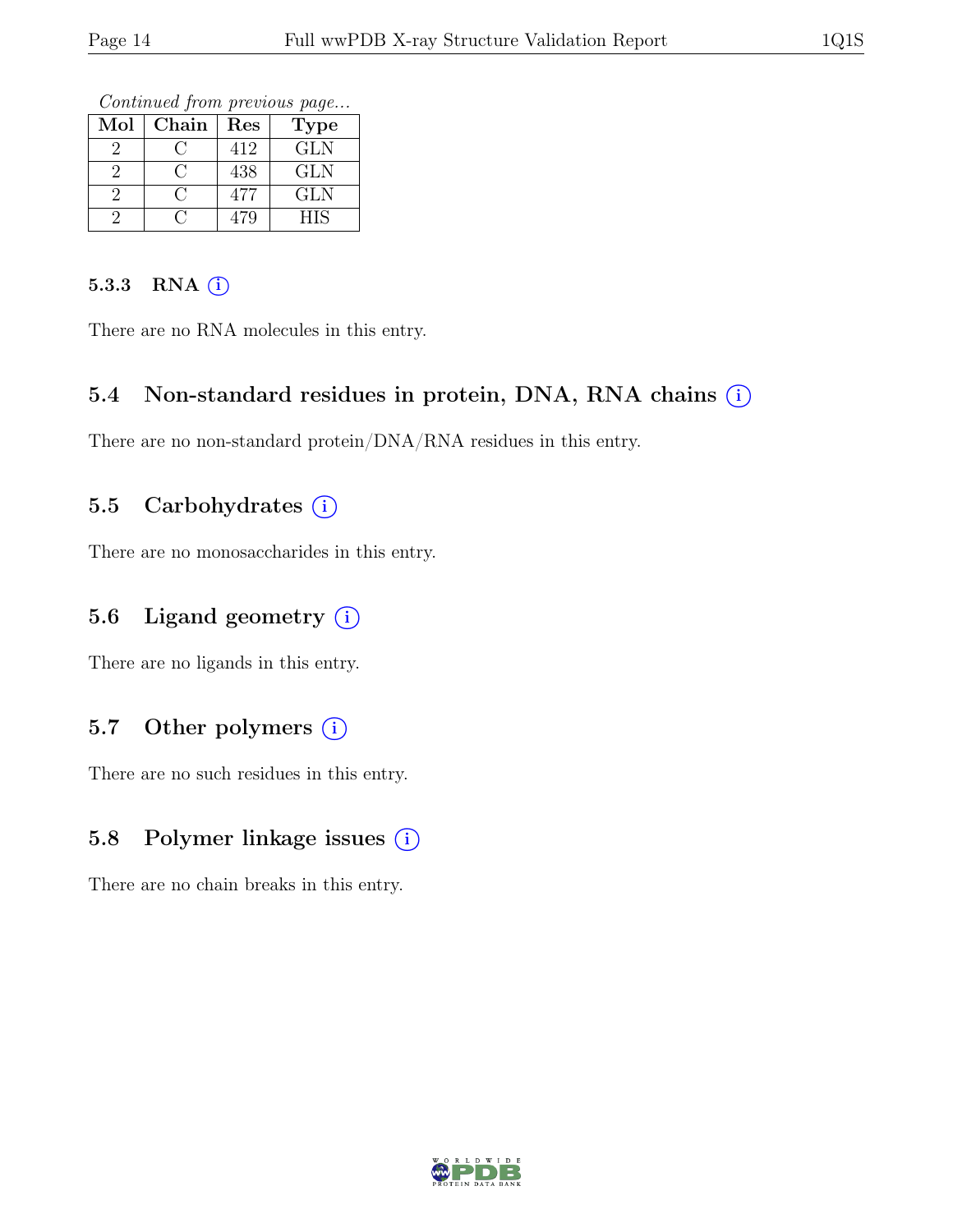*Continued from previous page...*

| Mol | Chain | Res | Type |
|---|---|---|---|
| 2 | C | 412 | GLN |
| 2 | C | 438 | GLN |
| 2 | C | 477 | GLN |
| 2 | C | 479 | HIS |

#### 5.3.3 RNA

There are no RNA molecules in this entry.

### 5.4 Non-standard residues in protein, DNA, RNA chains

There are no non-standard protein/DNA/RNA residues in this entry.

### 5.5 Carbohydrates

There are no monosaccharides in this entry.

### 5.6 Ligand geometry

There are no ligands in this entry.

### 5.7 Other polymers

There are no such residues in this entry.

### 5.8 Polymer linkage issues

There are no chain breaks in this entry.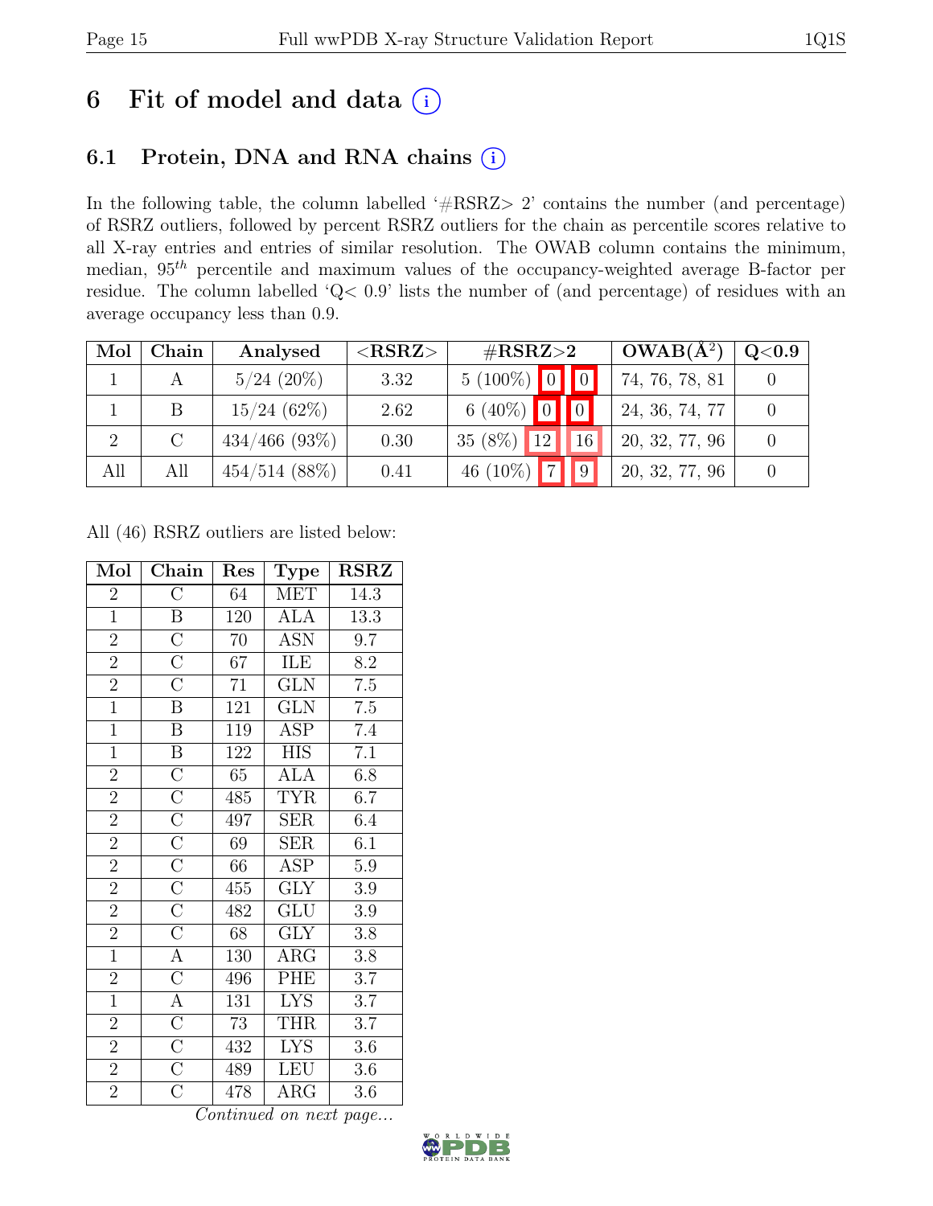# 6 Fit of model and data (i)

## 6.1 Protein, DNA and RNA chains (i)

In the following table, the column labelled '#RSRZ> 2' contains the number (and percentage) of RSRZ outliers, followed by percent RSRZ outliers for the chain as percentile scores relative to all X-ray entries and entries of similar resolution. The OWAB column contains the minimum, median, $95^{th}$ percentile and maximum values of the occupancy-weighted average B-factor per residue. The column labelled 'Q< 0.9' lists the number of (and percentage) of residues with an average occupancy less than 0.9.

| Mol | Chain | Analysed | <RSRZ> | #RSRZ>2 | | | OWAB(Å²) | Q<0.9 |
|---|---|---|---|---|---|---|---|---|
| 1 | A | 5/24 (20%) | 3.32 | 5 (100%) | 0 | 0 | 74, 76, 78, 81 | 0 |
| 1 | B | 15/24 (62%) | 2.62 | 6 (40%) | 0 | 0 | 24, 36, 74, 77 | 0 |
| 2 | C | 434/466 (93%) | 0.30 | 35 (8%) | 12 | 16 | 20, 32, 77, 96 | 0 |
| All | All | 454/514 (88%) | 0.41 | 46 (10%) | 7 | 9 | 20, 32, 77, 96 | 0 |

All (46) RSRZ outliers are listed below:

| Mol | Chain | Res | Type | RSRZ |
|---|---|---|---|---|
| 2 | C | 64 | MET | 14.3 |
| 1 | B | 120 | ALA | 13.3 |
| 2 | C | 70 | ASN | 9.7 |
| 2 | C | 67 | ILE | 8.2 |
| 2 | C | 71 | GLN | 7.5 |
| 1 | B | 121 | GLN | 7.5 |
| 1 | B | 119 | ASP | 7.4 |
| 1 | B | 122 | HIS | 7.1 |
| 2 | C | 65 | ALA | 6.8 |
| 2 | C | 485 | TYR | 6.7 |
| 2 | C | 497 | SER | 6.4 |
| 2 | C | 69 | SER | 6.1 |
| 2 | C | 66 | ASP | 5.9 |
| 2 | C | 455 | GLY | 3.9 |
| 2 | C | 482 | GLU | 3.9 |
| 2 | C | 68 | GLY | 3.8 |
| 1 | A | 130 | ARG | 3.8 |
| 2 | C | 496 | PHE | 3.7 |
| 1 | A | 131 | LYS | 3.7 |
| 2 | C | 73 | THR | 3.7 |
| 2 | C | 432 | LYS | 3.6 |
| 2 | C | 489 | LEU | 3.6 |
| 2 | C | 478 | ARG | 3.6 |

*Continued on next page...*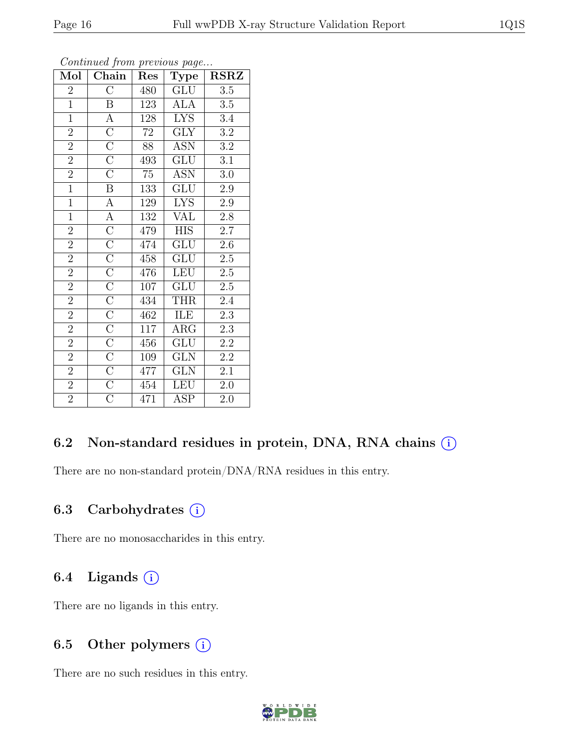*Continued from previous page...*

| Mol | Chain | Res | Type | RSRZ |
|---|---|---|---|---|
| 2 | C | 480 | GLU | 3.5 |
| 1 | B | 123 | ALA | 3.5 |
| 1 | A | 128 | LYS | 3.4 |
| 2 | C | 72 | GLY | 3.2 |
| 2 | C | 88 | ASN | 3.2 |
| 2 | C | 493 | GLU | 3.1 |
| 2 | C | 75 | ASN | 3.0 |
| 1 | B | 133 | GLU | 2.9 |
| 1 | A | 129 | LYS | 2.9 |
| 1 | A | 132 | VAL | 2.8 |
| 2 | C | 479 | HIS | 2.7 |
| 2 | C | 474 | GLU | 2.6 |
| 2 | C | 458 | GLU | 2.5 |
| 2 | C | 476 | LEU | 2.5 |
| 2 | C | 107 | GLU | 2.5 |
| 2 | C | 434 | THR | 2.4 |
| 2 | C | 462 | ILE | 2.3 |
| 2 | C | 117 | ARG | 2.3 |
| 2 | C | 456 | GLU | 2.2 |
| 2 | C | 109 | GLN | 2.2 |
| 2 | C | 477 | GLN | 2.1 |
| 2 | C | 454 | LEU | 2.0 |
| 2 | C | 471 | ASP | 2.0 |

### 6.2 Non-standard residues in protein, DNA, RNA chains (i)

There are no non-standard protein/DNA/RNA residues in this entry.

### 6.3 Carbohydrates (i)

There are no monosaccharides in this entry.

### 6.4 Ligands (i)

There are no ligands in this entry.

### 6.5 Other polymers (i)

There are no such residues in this entry.